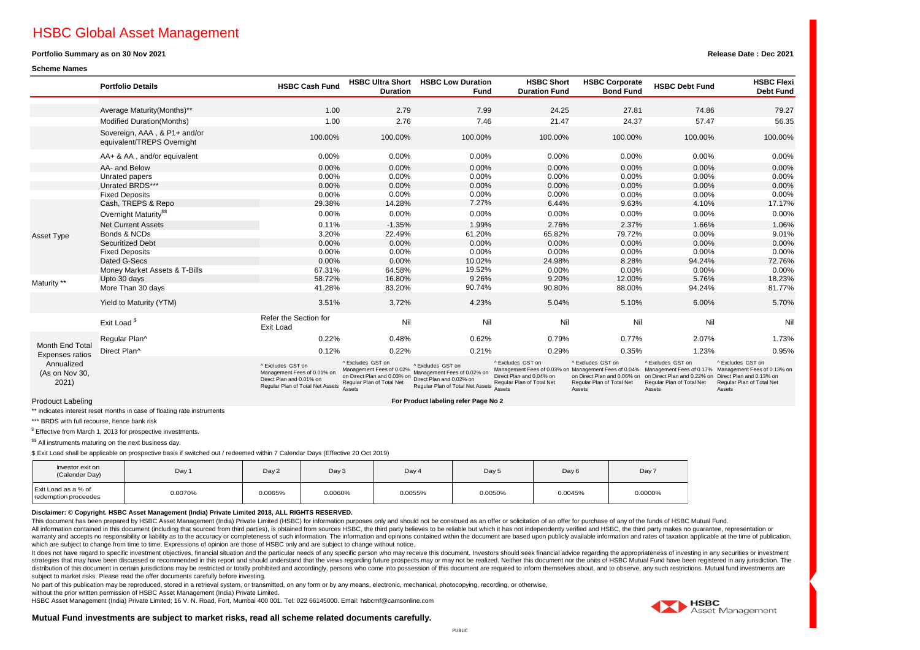# HSBC Global Asset Management

**Portfolio Summary as on 30 Nov 2021**

**Release Date : Dec 2021**

**Scheme Names**

| | Portfolio Details | HSBC Cash Fund | HSBC Ultra Short Duration | HSBC Low Duration Fund | HSBC Short Duration Fund | HSBC Corporate Bond Fund | HSBC Debt Fund | HSBC Flexi Debt Fund |
|---|---|---|---|---|---|---|---|---|
| | Average Maturity(Months)** | 1.00 | 2.79 | 7.99 | 24.25 | 27.81 | 74.86 | 79.27 |
| | Modified Duration(Months) | 1.00 | 2.76 | 7.46 | 21.47 | 24.37 | 57.47 | 56.35 |
| | Sovereign, AAA , & P1+ and/or equivalent/TREPS Overnight | 100.00% | 100.00% | 100.00% | 100.00% | 100.00% | 100.00% | 100.00% |
| | AA+ & AA , and/or equivalent | 0.00% | 0.00% | 0.00% | 0.00% | 0.00% | 0.00% | 0.00% |
| | AA- and Below | 0.00% | 0.00% | 0.00% | 0.00% | 0.00% | 0.00% | 0.00% |
| | Unrated papers | 0.00% | 0.00% | 0.00% | 0.00% | 0.00% | 0.00% | 0.00% |
| | Unrated BRDS*** | 0.00% | 0.00% | 0.00% | 0.00% | 0.00% | 0.00% | 0.00% |
| | Fixed Deposits | 0.00% | 0.00% | 0.00% | 0.00% | 0.00% | 0.00% | 0.00% |
| Asset Type | Cash, TREPS & Repo | 29.38% | 14.28% | 7.27% | 6.44% | 9.63% | 4.10% | 17.17% |
| | Overnight Maturity[$$] | 0.00% | 0.00% | 0.00% | 0.00% | 0.00% | 0.00% | 0.00% |
| | Net Current Assets | 0.11% | -1.35% | 1.99% | 2.76% | 2.37% | 1.66% | 1.06% |
| | Bonds & NCDs | 3.20% | 22.49% | 61.20% | 65.82% | 79.72% | 0.00% | 9.01% |
| | Securitized Debt | 0.00% | 0.00% | 0.00% | 0.00% | 0.00% | 0.00% | 0.00% |
| | Fixed Deposits | 0.00% | 0.00% | 0.00% | 0.00% | 0.00% | 0.00% | 0.00% |
| | Dated G-Secs | 0.00% | 0.00% | 10.02% | 24.98% | 8.28% | 94.24% | 72.76% |
| | Money Market Assets & T-Bills | 67.31% | 64.58% | 19.52% | 0.00% | 0.00% | 0.00% | 0.00% |
| Maturity ** | Upto 30 days | 58.72% | 16.80% | 9.26% | 9.20% | 12.00% | 5.76% | 18.23% |
| | More Than 30 days | 41.28% | 83.20% | 90.74% | 90.80% | 88.00% | 94.24% | 81.77% |
| | Yield to Maturity (YTM) | 3.51% | 3.72% | 4.23% | 5.04% | 5.10% | 6.00% | 5.70% |
| | Exit Load [$] | Refer the Section for Exit Load | Nil | Nil | Nil | Nil | Nil | Nil |
| Month End Total Expenses ratios Annualized (As on Nov 30, 2021) | Regular Plan^ | 0.22% | 0.48% | 0.62% | 0.79% | 0.77% | 2.07% | 1.73% |
| | Direct Plan^ | 0.12% | 0.22% | 0.21% | 0.29% | 0.35% | 1.23% | 0.95% |
| | | ^ Excludes GST on Management Fees of 0.01% on Direct Plan and 0.01% on Regular Plan of Total Net Assets | ^ Excludes GST on Management Fees of 0.02% on Direct Plan and 0.03% on Regular Plan of Total Net Assets | ^ Excludes GST on Management Fees of 0.02% on Direct Plan and 0.02% on Regular Plan of Total Net Assets | ^ Excludes GST on Management Fees of 0.03% on Direct Plan and 0.04% on Regular Plan of Total Net Assets | ^ Excludes GST on Management Fees of 0.04% on Direct Plan and 0.06% on Regular Plan of Total Net Assets | ^ Excludes GST on Management Fees of 0.17% on Direct Plan and 0.22% on Regular Plan of Total Net Assets | ^ Excludes GST on Management Fees of 0.13% on Direct Plan and 0.13% on Regular Plan of Total Net Assets |

Prodouct Labeling — **For Product labeling refer Page No 2**

** indicates interest reset months in case of floating rate instruments

*** BRDS with full recourse, hence bank risk

[$] Effective from March 1, 2013 for prospective investments.

[$$] All instruments maturing on the next business day.

$ Exit Load shall be applicable on prospective basis if switched out / redeemed within 7 Calendar Days (Effective 20 Oct 2019)

| Investor exit on (Calender Day) | Day 1 | Day 2 | Day 3 | Day 4 | Day 5 | Day 6 | Day 7 |
|---|---|---|---|---|---|---|---|
| Exit Load as a % of redemption proceedes | 0.0070% | 0.0065% | 0.0060% | 0.0055% | 0.0050% | 0.0045% | 0.0000% |

**Disclaimer: © Copyright. HSBC Asset Management (India) Private Limited 2018, ALL RIGHTS RESERVED.**

This document has been prepared by HSBC Asset Management (India) Private Limited (HSBC) for information purposes only and should not be construed as an offer or solicitation of an offer for purchase of any of the funds of HSBC Mutual Fund.
All information contained in this document (including that sourced from third parties), is obtained from sources HSBC, the third party believes to be reliable but which it has not independently verified and HSBC, the third party makes no guarantee, representation or warranty and accepts no responsibility or liability as to the accuracy or completeness of such information. The information and opinions contained within the document are based upon publicly available information and rates of taxation applicable at the time of publication, which are subject to change from time to time. Expressions of opinion are those of HSBC only and are subject to change without notice.

It does not have regard to specific investment objectives, financial situation and the particular needs of any specific person who may receive this document. Investors should seek financial advice regarding the appropriateness of investing in any securities or investment strategies that may have been discussed or recommended in this report and should understand that the views regarding future prospects may or may not be realized. Neither this document nor the units of HSBC Mutual Fund have been registered in any jurisdiction. The distribution of this document in certain jurisdictions may be restricted or totally prohibited and accordingly, persons who come into possession of this document are required to inform themselves about, and to observe, any such restrictions. Mutual fund investments are subject to market risks. Please read the offer documents carefully before investing.

No part of this publication may be reproduced, stored in a retrieval system, or transmitted, on any form or by any means, electronic, mechanical, photocopying, recording, or otherwise, without the prior written permission of HSBC Asset Management (India) Private Limited.

HSBC Asset Management (India) Private Limited; 16 V. N. Road, Fort, Mumbai 400 001. Tel: 022 66145000. Email: hsbcmf@camsonline.com

**Mutual Fund investments are subject to market risks, read all scheme related documents carefully.**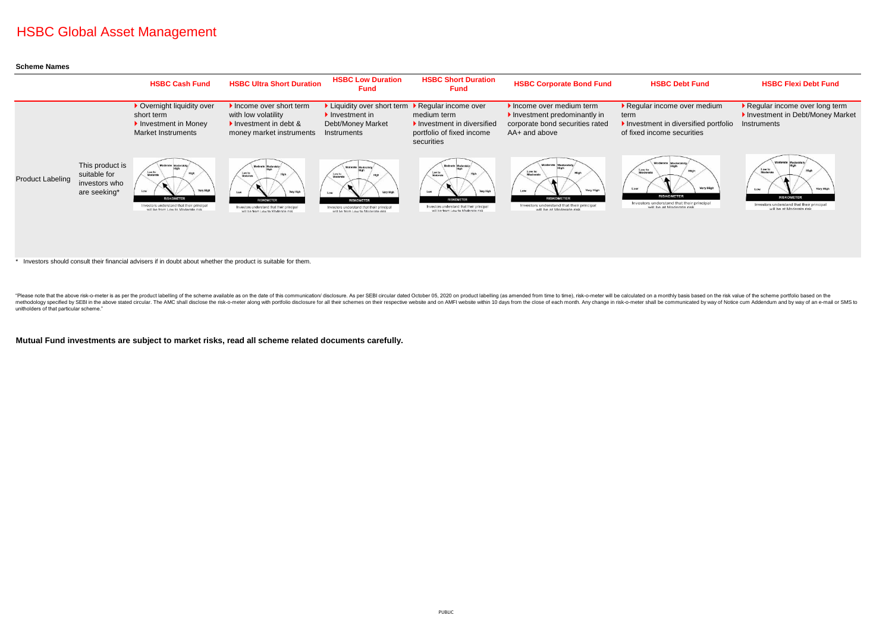# HSBC Global Asset Management

**Scheme Names**

| | | HSBC Cash Fund | HSBC Ultra Short Duration | HSBC Low Duration Fund | HSBC Short Duration Fund | HSBC Corporate Bond Fund | HSBC Debt Fund | HSBC Flexi Debt Fund |
|---|---|---|---|---|---|---|---|---|
| Product Labeling | This product is suitable for investors who are seeking* | ▸ Overnight liquidity over short term<br>▸ Investment in Money Market Instruments | ▸ Income over short term with low volatility<br>▸ Investment in debt & money market instruments | ▸ Liquidity over short term<br>▸ Investment in Debt/Money Market Instruments | ▸ Regular income over medium term<br>▸ Investment in diversified portfolio of fixed income securities | ▸ Income over medium term<br>▸ Investment predominantly in corporate bond securities rated AA+ and above | ▸ Regular income over medium term<br>▸ Investment in diversified portfolio of fixed income securities | ▸ Regular income over long term<br>▸ Investment in Debt/Money Market Instruments |
| | | RISKOMETER<br>Investors understand that their principal will be from Low to Moderate risk | RISKOMETER<br>Investors understand that their principal will be from Low to Moderate risk | RISKOMETER<br>Investors understand that their principal will be from Low to Moderate risk | RISKOMETER<br>Investors understand that their principal will be from Low to Moderate risk | RISKOMETER<br>Investors understand that their principal will be at Moderate risk | RISKOMETER<br>Investors understand that their principal will be at Moderate risk | RISKOMETER<br>Investors understand that their principal will be at Moderate risk |

\* Investors should consult their financial advisers if in doubt about whether the product is suitable for them.

"Please note that the above risk-o-meter is as per the product labelling of the scheme available as on the date of this communication/ disclosure. As per SEBI circular dated October 05, 2020 on product labelling (as amended from time to time), risk-o-meter will be calculated on a monthly basis based on the risk value of the scheme portfolio based on the methodology specified by SEBI in the above stated circular. The AMC shall disclose the risk-o-meter along with portfolio disclosure for all their schemes on their respective website and on AMFI website within 10 days from the close of each month. Any change in risk-o-meter shall be communicated by way of Notice cum Addendum and by way of an e-mail or SMS to unitholders of that particular scheme."

**Mutual Fund investments are subject to market risks, read all scheme related documents carefully.**